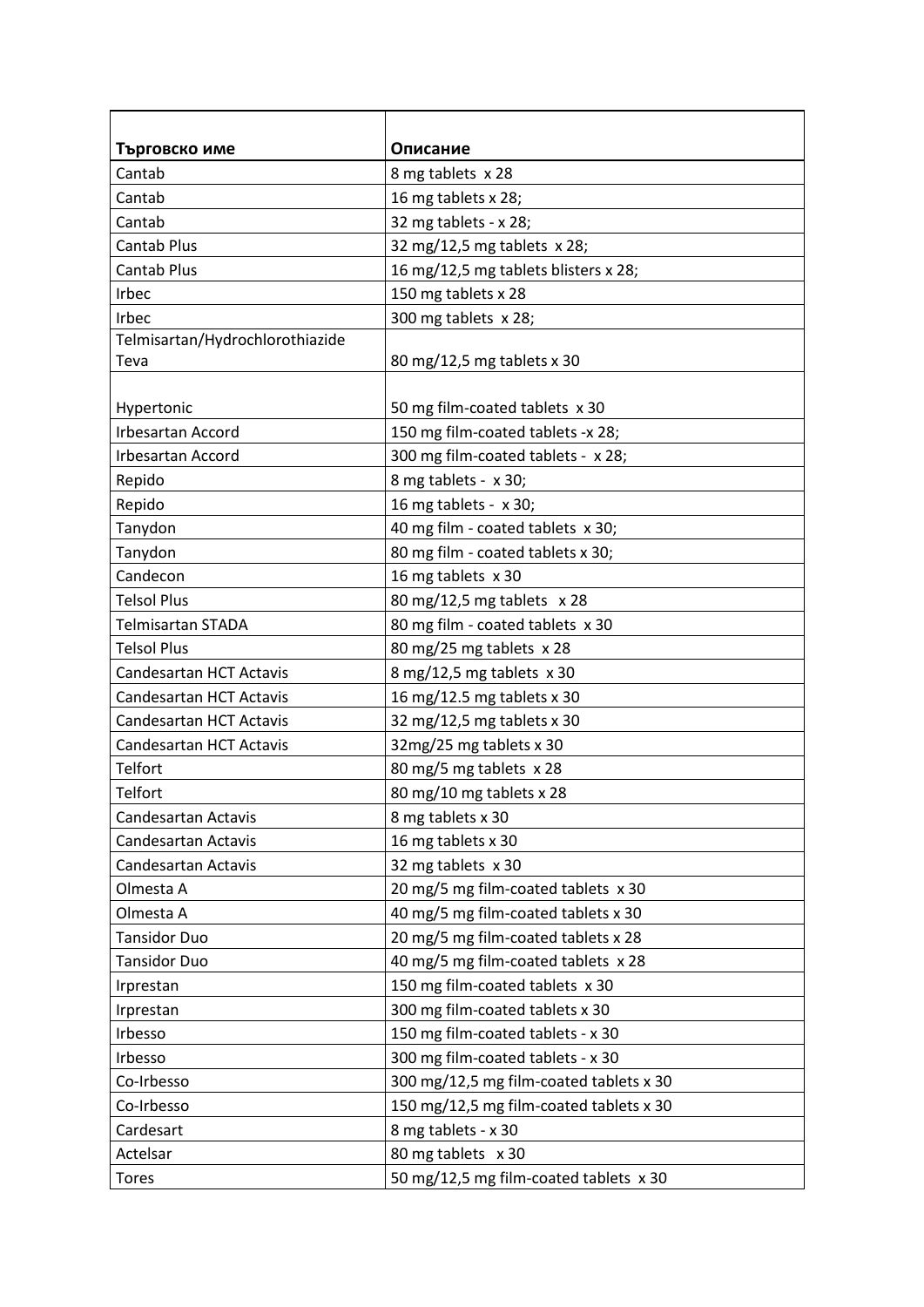| Търговско име | Описание |
|---|---|
| Cantab | 8 mg tablets x 28 |
| Cantab | 16 mg tablets x 28; |
| Cantab | 32 mg tablets - x 28; |
| Cantab Plus | 32 mg/12,5 mg tablets x 28; |
| Cantab Plus | 16 mg/12,5 mg tablets blisters x 28; |
| Irbec | 150 mg tablets x 28 |
| Irbec | 300 mg tablets x 28; |
| Telmisartan/Hydrochlorothiazide Teva | 80 mg/12,5 mg tablets x 30 |
| Hypertonic | 50 mg film-coated tablets x 30 |
| Irbesartan Accord | 150 mg film-coated tablets -x 28; |
| Irbesartan Accord | 300 mg film-coated tablets - x 28; |
| Repido | 8 mg tablets - x 30; |
| Repido | 16 mg tablets - x 30; |
| Tanydon | 40 mg film - coated tablets x 30; |
| Tanydon | 80 mg film - coated tablets x 30; |
| Candecon | 16 mg tablets x 30 |
| Telsol Plus | 80 mg/12,5 mg tablets x 28 |
| Telmisartan STADA | 80 mg film - coated tablets x 30 |
| Telsol Plus | 80 mg/25 mg tablets x 28 |
| Candesartan HCT Actavis | 8 mg/12,5 mg tablets x 30 |
| Candesartan HCT Actavis | 16 mg/12.5 mg tablets x 30 |
| Candesartan HCT Actavis | 32 mg/12,5 mg tablets x 30 |
| Candesartan HCT Actavis | 32mg/25 mg tablets x 30 |
| Telfort | 80 mg/5 mg tablets x 28 |
| Telfort | 80 mg/10 mg tablets x 28 |
| Candesartan Actavis | 8 mg tablets x 30 |
| Candesartan Actavis | 16 mg tablets x 30 |
| Candesartan Actavis | 32 mg tablets x 30 |
| Olmesta A | 20 mg/5 mg film-coated tablets x 30 |
| Olmesta A | 40 mg/5 mg film-coated tablets x 30 |
| Tansidor Duo | 20 mg/5 mg film-coated tablets x 28 |
| Tansidor Duo | 40 mg/5 mg film-coated tablets x 28 |
| Irprestan | 150 mg film-coated tablets x 30 |
| Irprestan | 300 mg film-coated tablets x 30 |
| Irbesso | 150 mg film-coated tablets - x 30 |
| Irbesso | 300 mg film-coated tablets - x 30 |
| Co-Irbesso | 300 mg/12,5 mg film-coated tablets x 30 |
| Co-Irbesso | 150 mg/12,5 mg film-coated tablets x 30 |
| Cardesart | 8 mg tablets - x 30 |
| Actelsar | 80 mg tablets x 30 |
| Tores | 50 mg/12,5 mg film-coated tablets x 30 |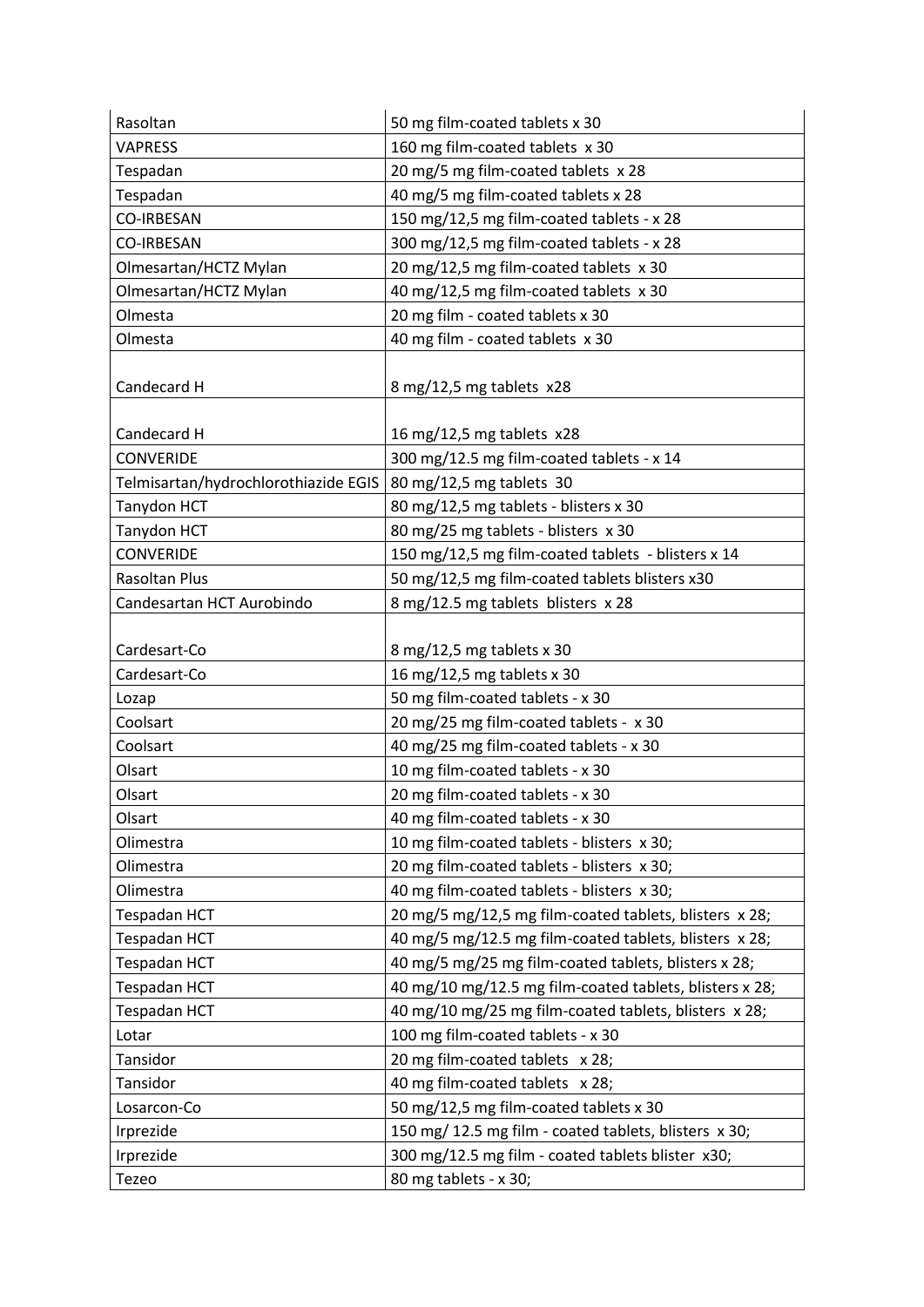| Rasoltan | 50 mg film-coated tablets x 30 |
|---|---|
| VAPRESS | 160 mg film-coated tablets x 30 |
| Tespadan | 20 mg/5 mg film-coated tablets x 28 |
| Tespadan | 40 mg/5 mg film-coated tablets x 28 |
| CO-IRBESAN | 150 mg/12,5 mg film-coated tablets - x 28 |
| CO-IRBESAN | 300 mg/12,5 mg film-coated tablets - x 28 |
| Olmesartan/HCTZ Mylan | 20 mg/12,5 mg film-coated tablets x 30 |
| Olmesartan/HCTZ Mylan | 40 mg/12,5 mg film-coated tablets x 30 |
| Olmesta | 20 mg film - coated tablets x 30 |
| Olmesta | 40 mg film - coated tablets x 30 |
| Candecard H | 8 mg/12,5 mg tablets x28 |
| Candecard H | 16 mg/12,5 mg tablets x28 |
| CONVERIDE | 300 mg/12.5 mg film-coated tablets - x 14 |
| Telmisartan/hydrochlorothiazide EGIS | 80 mg/12,5 mg tablets 30 |
| Tanydon HCT | 80 mg/12,5 mg tablets - blisters x 30 |
| Tanydon HCT | 80 mg/25 mg tablets - blisters x 30 |
| CONVERIDE | 150 mg/12,5 mg film-coated tablets - blisters x 14 |
| Rasoltan Plus | 50 mg/12,5 mg film-coated tablets blisters x30 |
| Candesartan HCT Aurobindo | 8 mg/12.5 mg tablets blisters x 28 |
| Cardesart-Co | 8 mg/12,5 mg tablets x 30 |
| Cardesart-Co | 16 mg/12,5 mg tablets x 30 |
| Lozap | 50 mg film-coated tablets - x 30 |
| Coolsart | 20 mg/25 mg film-coated tablets - x 30 |
| Coolsart | 40 mg/25 mg film-coated tablets - x 30 |
| Olsart | 10 mg film-coated tablets - x 30 |
| Olsart | 20 mg film-coated tablets - x 30 |
| Olsart | 40 mg film-coated tablets - x 30 |
| Olimestra | 10 mg film-coated tablets - blisters x 30; |
| Olimestra | 20 mg film-coated tablets - blisters x 30; |
| Olimestra | 40 mg film-coated tablets - blisters x 30; |
| Tespadan HCT | 20 mg/5 mg/12,5 mg film-coated tablets, blisters x 28; |
| Tespadan HCT | 40 mg/5 mg/12.5 mg film-coated tablets, blisters x 28; |
| Tespadan HCT | 40 mg/5 mg/25 mg film-coated tablets, blisters x 28; |
| Tespadan HCT | 40 mg/10 mg/12.5 mg film-coated tablets, blisters x 28; |
| Tespadan HCT | 40 mg/10 mg/25 mg film-coated tablets, blisters x 28; |
| Lotar | 100 mg film-coated tablets - x 30 |
| Tansidor | 20 mg film-coated tablets x 28; |
| Tansidor | 40 mg film-coated tablets x 28; |
| Losarcon-Co | 50 mg/12,5 mg film-coated tablets x 30 |
| Irprezide | 150 mg/ 12.5 mg film - coated tablets, blisters x 30; |
| Irprezide | 300 mg/12.5 mg film - coated tablets blister x30; |
| Tezeo | 80 mg tablets - x 30; |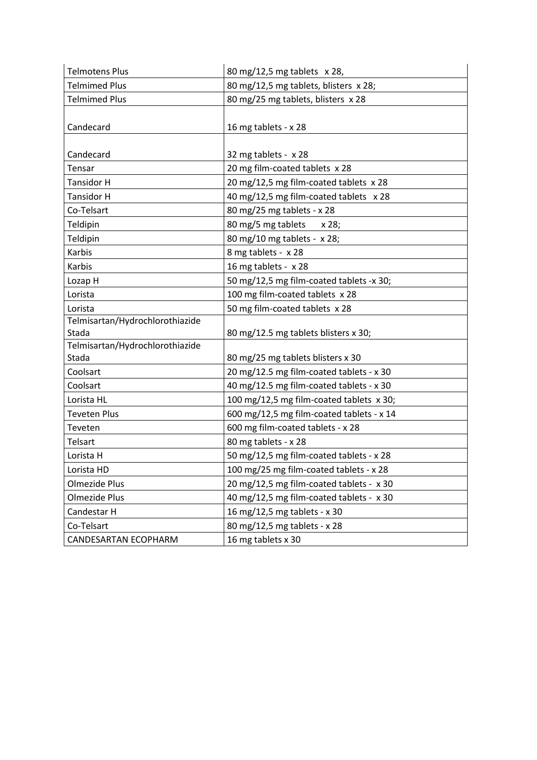| | |
|---|---|
| Telmotens Plus | 80 mg/12,5 mg tablets x 28, |
| Telmimed Plus | 80 mg/12,5 mg tablets, blisters x 28; |
| Telmimed Plus | 80 mg/25 mg tablets, blisters x 28 |
| Candecard | 16 mg tablets - x 28 |
| Candecard | 32 mg tablets - x 28 |
| Tensar | 20 mg film-coated tablets x 28 |
| Tansidor H | 20 mg/12,5 mg film-coated tablets x 28 |
| Tansidor H | 40 mg/12,5 mg film-coated tablets x 28 |
| Co-Telsart | 80 mg/25 mg tablets - x 28 |
| Teldipin | 80 mg/5 mg tablets x 28; |
| Teldipin | 80 mg/10 mg tablets - x 28; |
| Karbis | 8 mg tablets - x 28 |
| Karbis | 16 mg tablets - x 28 |
| Lozap H | 50 mg/12,5 mg film-coated tablets -x 30; |
| Lorista | 100 mg film-coated tablets x 28 |
| Lorista | 50 mg film-coated tablets x 28 |
| Telmisartan/Hydrochlorothiazide Stada | 80 mg/12.5 mg tablets blisters x 30; |
| Telmisartan/Hydrochlorothiazide Stada | 80 mg/25 mg tablets blisters x 30 |
| Coolsart | 20 mg/12.5 mg film-coated tablets - x 30 |
| Coolsart | 40 mg/12.5 mg film-coated tablets - x 30 |
| Lorista HL | 100 mg/12,5 mg film-coated tablets x 30; |
| Teveten Plus | 600 mg/12,5 mg film-coated tablets - x 14 |
| Teveten | 600 mg film-coated tablets - x 28 |
| Telsart | 80 mg tablets - x 28 |
| Lorista H | 50 mg/12,5 mg film-coated tablets - x 28 |
| Lorista HD | 100 mg/25 mg film-coated tablets - x 28 |
| Olmezide Plus | 20 mg/12,5 mg film-coated tablets - x 30 |
| Olmezide Plus | 40 mg/12,5 mg film-coated tablets - x 30 |
| Candestar H | 16 mg/12,5 mg tablets - x 30 |
| Co-Telsart | 80 mg/12,5 mg tablets - x 28 |
| CANDESARTAN ECOPHARM | 16 mg tablets x 30 |